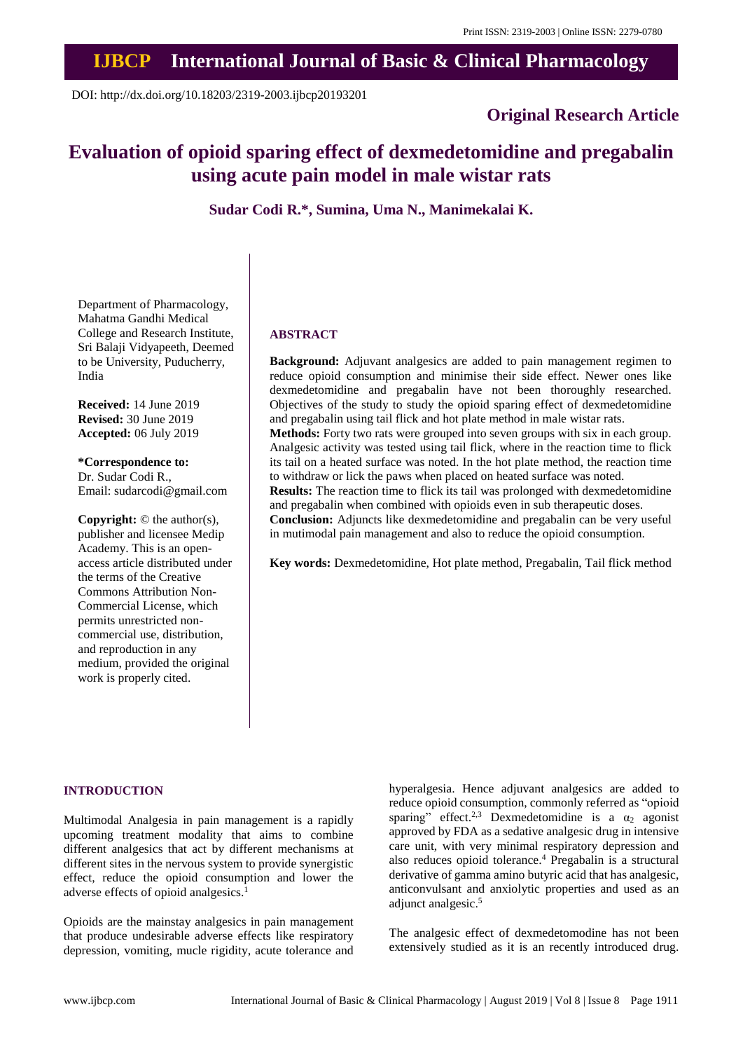Print ISSN: 2319-2003 | Online ISSN: 2279-0780

# IJBCP International Journal of Basic & Clinical Pharmacology

DOI: http://dx.doi.org/10.18203/2319-2003.ijbcp20193201

**Original Research Article**

# Evaluation of opioid sparing effect of dexmedetomidine and pregabalin using acute pain model in male wistar rats

**Sudar Codi R.\*, Sumina, Uma N., Manimekalai K.**

Department of Pharmacology, Mahatma Gandhi Medical College and Research Institute, Sri Balaji Vidyapeeth, Deemed to be University, Puducherry, India

**Received:** 14 June 2019
**Revised:** 30 June 2019
**Accepted:** 06 July 2019

**\*Correspondence to:**
Dr. Sudar Codi R.,
Email: sudarcodi@gmail.com

**Copyright:** © the author(s), publisher and licensee Medip Academy. This is an open-access article distributed under the terms of the Creative Commons Attribution Non-Commercial License, which permits unrestricted non-commercial use, distribution, and reproduction in any medium, provided the original work is properly cited.

## ABSTRACT

**Background:** Adjuvant analgesics are added to pain management regimen to reduce opioid consumption and minimise their side effect. Newer ones like dexmedetomidine and pregabalin have not been thoroughly researched. Objectives of the study to study the opioid sparing effect of dexmedetomidine and pregabalin using tail flick and hot plate method in male wistar rats.

**Methods:** Forty two rats were grouped into seven groups with six in each group. Analgesic activity was tested using tail flick, where in the reaction time to flick its tail on a heated surface was noted. In the hot plate method, the reaction time to withdraw or lick the paws when placed on heated surface was noted.

**Results:** The reaction time to flick its tail was prolonged with dexmedetomidine and pregabalin when combined with opioids even in sub therapeutic doses.

**Conclusion:** Adjuncts like dexmedetomidine and pregabalin can be very useful in mutimodal pain management and also to reduce the opioid consumption.

**Key words:** Dexmedetomidine, Hot plate method, Pregabalin, Tail flick method

## INTRODUCTION

Multimodal Analgesia in pain management is a rapidly upcoming treatment modality that aims to combine different analgesics that act by different mechanisms at different sites in the nervous system to provide synergistic effect, reduce the opioid consumption and lower the adverse effects of opioid analgesics.[1]

Opioids are the mainstay analgesics in pain management that produce undesirable adverse effects like respiratory depression, vomiting, mucle rigidity, acute tolerance and hyperalgesia. Hence adjuvant analgesics are added to reduce opioid consumption, commonly referred as "opioid sparing" effect.[2,3] Dexmedetomidine is a $\alpha_2$ agonist approved by FDA as a sedative analgesic drug in intensive care unit, with very minimal respiratory depression and also reduces opioid tolerance.[4] Pregabalin is a structural derivative of gamma amino butyric acid that has analgesic, anticonvulsant and anxiolytic properties and used as an adjunct analgesic.[5]

The analgesic effect of dexmedetomodine has not been extensively studied as it is an recently introduced drug.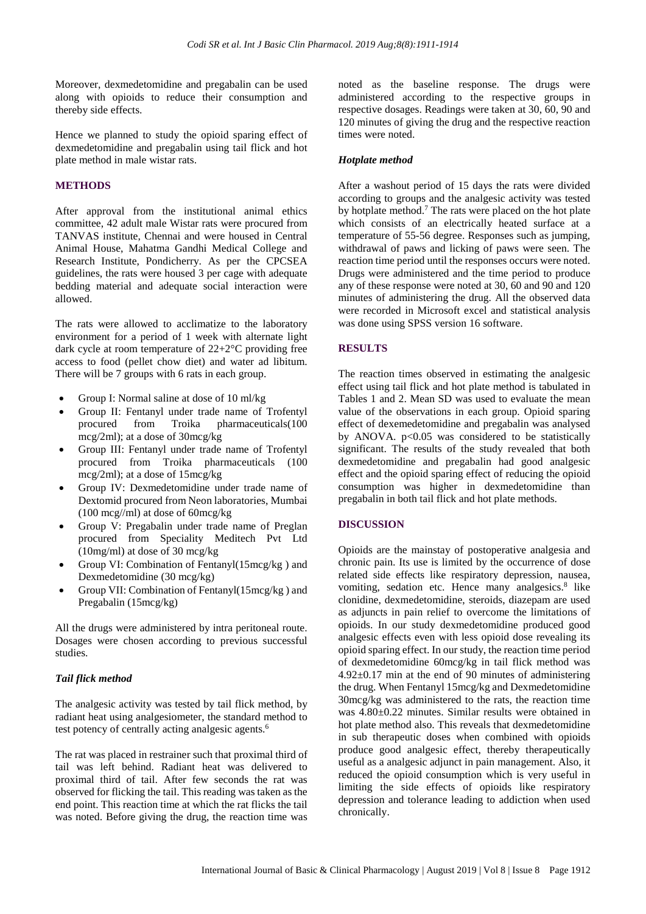Moreover, dexmedetomidine and pregabalin can be used along with opioids to reduce their consumption and thereby side effects.

Hence we planned to study the opioid sparing effect of dexmedetomidine and pregabalin using tail flick and hot plate method in male wistar rats.

## METHODS

After approval from the institutional animal ethics committee, 42 adult male Wistar rats were procured from TANVAS institute, Chennai and were housed in Central Animal House, Mahatma Gandhi Medical College and Research Institute, Pondicherry. As per the CPCSEA guidelines, the rats were housed 3 per cage with adequate bedding material and adequate social interaction were allowed.

The rats were allowed to acclimatize to the laboratory environment for a period of 1 week with alternate light dark cycle at room temperature of 22+2°C providing free access to food (pellet chow diet) and water ad libitum. There will be 7 groups with 6 rats in each group.

- Group I: Normal saline at dose of 10 ml/kg
- Group II: Fentanyl under trade name of Trofentyl procured from Troika pharmaceuticals(100 mcg/2ml); at a dose of 30mcg/kg
- Group III: Fentanyl under trade name of Trofentyl procured from Troika pharmaceuticals (100 mcg/2ml); at a dose of 15mcg/kg
- Group IV: Dexmedetomidine under trade name of Dextomid procured from Neon laboratories, Mumbai (100 mcg//ml) at dose of 60mcg/kg
- Group V: Pregabalin under trade name of Preglan procured from Speciality Meditech Pvt Ltd (10mg/ml) at dose of 30 mcg/kg
- Group VI: Combination of Fentanyl(15mcg/kg ) and Dexmedetomidine (30 mcg/kg)
- Group VII: Combination of Fentanyl(15mcg/kg ) and Pregabalin (15mcg/kg)

All the drugs were administered by intra peritoneal route. Dosages were chosen according to previous successful studies.

### *Tail flick method*

The analgesic activity was tested by tail flick method, by radiant heat using analgesiometer, the standard method to test potency of centrally acting analgesic agents.[6]

The rat was placed in restrainer such that proximal third of tail was left behind. Radiant heat was delivered to proximal third of tail. After few seconds the rat was observed for flicking the tail. This reading was taken as the end point. This reaction time at which the rat flicks the tail was noted. Before giving the drug, the reaction time was noted as the baseline response. The drugs were administered according to the respective groups in respective dosages. Readings were taken at 30, 60, 90 and 120 minutes of giving the drug and the respective reaction times were noted.

### *Hotplate method*

After a washout period of 15 days the rats were divided according to groups and the analgesic activity was tested by hotplate method.[7] The rats were placed on the hot plate which consists of an electrically heated surface at a temperature of 55-56 degree. Responses such as jumping, withdrawal of paws and licking of paws were seen. The reaction time period until the responses occurs were noted. Drugs were administered and the time period to produce any of these response were noted at 30, 60 and 90 and 120 minutes of administering the drug. All the observed data were recorded in Microsoft excel and statistical analysis was done using SPSS version 16 software.

## RESULTS

The reaction times observed in estimating the analgesic effect using tail flick and hot plate method is tabulated in Tables 1 and 2. Mean SD was used to evaluate the mean value of the observations in each group. Opioid sparing effect of dexemedetomidine and pregabalin was analysed by ANOVA. $p<0.05$ was considered to be statistically significant. The results of the study revealed that both dexmedetomidine and pregabalin had good analgesic effect and the opioid sparing effect of reducing the opioid consumption was higher in dexmedetomidine than pregabalin in both tail flick and hot plate methods.

## DISCUSSION

Opioids are the mainstay of postoperative analgesia and chronic pain. Its use is limited by the occurrence of dose related side effects like respiratory depression, nausea, vomiting, sedation etc. Hence many analgesics.[8] like clonidine, dexmedetomidine, steroids, diazepam are used as adjuncts in pain relief to overcome the limitations of opioids. In our study dexmedetomidine produced good analgesic effects even with less opioid dose revealing its opioid sparing effect. In our study, the reaction time period of dexmedetomidine 60mcg/kg in tail flick method was 4.92±0.17 min at the end of 90 minutes of administering the drug. When Fentanyl 15mcg/kg and Dexmedetomidine 30mcg/kg was administered to the rats, the reaction time was 4.80±0.22 minutes. Similar results were obtained in hot plate method also. This reveals that dexmedetomidine in sub therapeutic doses when combined with opioids produce good analgesic effect, thereby therapeutically useful as a analgesic adjunct in pain management. Also, it reduced the opioid consumption which is very useful in limiting the side effects of opioids like respiratory depression and tolerance leading to addiction when used chronically.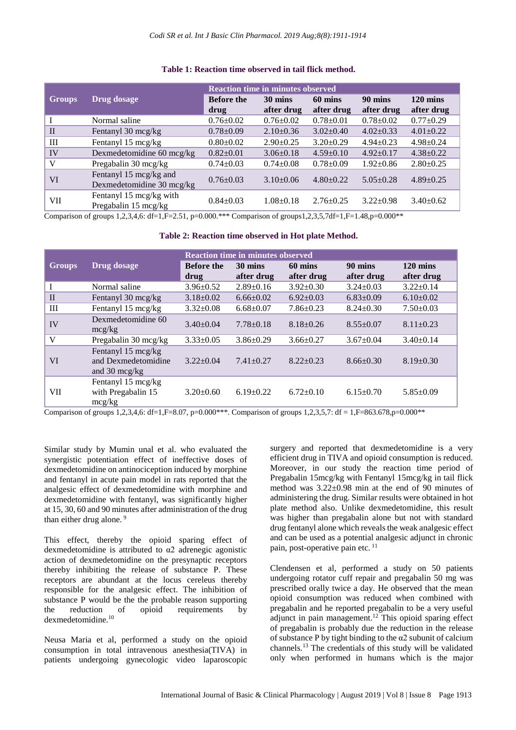**Table 1: Reaction time observed in tail flick method.**

| Groups | Drug dosage | Reaction time in minutes observed | | | | |
|---|---|---|---|---|---|---|
| | | Before the drug | 30 mins after drug | 60 mins after drug | 90 mins after drug | 120 mins after drug |
| I | Normal saline | 0.76±0.02 | 0.76±0.02 | 0.78±0.01 | 0.78±0.02 | 0.77±0.29 |
| II | Fentanyl 30 mcg/kg | 0.78±0.09 | 2.10±0.36 | 3.02±0.40 | 4.02±0.33 | 4.01±0.22 |
| III | Fentanyl 15 mcg/kg | 0.80±0.02 | 2.90±0.25 | 3.20±0.29 | 4.94±0.23 | 4.98±0.24 |
| IV | Dexmedetomidine 60 mcg/kg | 0.82±0.01 | 3.06±0.18 | 4.59±0.10 | 4.92±0.17 | 4.38±0.22 |
| V | Pregabalin 30 mcg/kg | 0.74±0.03 | 0.74±0.08 | 0.78±0.09 | 1.92±0.86 | 2.80±0.25 |
| VI | Fentanyl 15 mcg/kg and Dexmedetomidine 30 mcg/kg | 0.76±0.03 | 3.10±0.06 | 4.80±0.22 | 5.05±0.28 | 4.89±0.25 |
| VII | Fentanyl 15 mcg/kg with Pregabalin 15 mcg/kg | 0.84±0.03 | 1.08±0.18 | 2.76±0.25 | 3.22±0.98 | 3.40±0.62 |

Comparison of groups 1,2,3,4,6: df=1,F=2.51, p=0.000.*** Comparison of groups1,2,3,5,7df=1,F=1.48,p=0.000**

**Table 2: Reaction time observed in Hot plate Method.**

| Groups | Drug dosage | Reaction time in minutes observed | | | | |
|---|---|---|---|---|---|---|
| | | Before the drug | 30 mins after drug | 60 mins after drug | 90 mins after drug | 120 mins after drug |
| I | Normal saline | 3.96±0.52 | 2.89±0.16 | 3.92±0.30 | 3.24±0.03 | 3.22±0.14 |
| II | Fentanyl 30 mcg/kg | 3.18±0.02 | 6.66±0.02 | 6.92±0.03 | 6.83±0.09 | 6.10±0.02 |
| III | Fentanyl 15 mcg/kg | 3.32±0.08 | 6.68±0.07 | 7.86±0.23 | 8.24±0.30 | 7.50±0.03 |
| IV | Dexmedetomidine 60 mcg/kg | 3.40±0.04 | 7.78±0.18 | 8.18±0.26 | 8.55±0.07 | 8.11±0.23 |
| V | Pregabalin 30 mcg/kg | 3.33±0.05 | 3.86±0.29 | 3.66±0.27 | 3.67±0.04 | 3.40±0.14 |
| VI | Fentanyl 15 mcg/kg and Dexmedetomidine and 30 mcg/kg | 3.22±0.04 | 7.41±0.27 | 8.22±0.23 | 8.66±0.30 | 8.19±0.30 |
| VII | Fentanyl 15 mcg/kg with Pregabalin 15 mcg/kg | 3.20±0.60 | 6.19±0.22 | 6.72±0.10 | 6.15±0.70 | 5.85±0.09 |

Comparison of groups 1,2,3,4,6: df=1,F=8.07, p=0.000***. Comparison of groups 1,2,3,5,7: df = 1,F=863.678,p=0.000**

Similar study by Mumin unal et al. who evaluated the synergistic potentiation effect of ineffective doses of dexmedetomidine on antinociception induced by morphine and fentanyl in acute pain model in rats reported that the analgesic effect of dexmedetomidine with morphine and dexmedetomidine with fentanyl, was significantly higher at 15, 30, 60 and 90 minutes after administration of the drug than either drug alone.[9]

This effect, thereby the opioid sparing effect of dexmedetomidine is attributed to α2 adrenegic agonistic action of dexmedetomidine on the presynaptic receptors thereby inhibiting the release of substance P. These receptors are abundant at the locus cereleus thereby responsible for the analgesic effect. The inhibition of substance P would be the the probable reason supporting the reduction of opioid requirements by dexmedetomidine.[10]

Neusa Maria et al, performed a study on the opioid consumption in total intravenous anesthesia(TIVA) in patients undergoing gynecologic video laparoscopic surgery and reported that dexmedetomidine is a very efficient drug in TIVA and opioid consumption is reduced. Moreover, in our study the reaction time period of Pregabalin 15mcg/kg with Fentanyl 15mcg/kg in tail flick method was 3.22±0.98 min at the end of 90 minutes of administering the drug. Similar results were obtained in hot plate method also. Unlike dexmedetomidine, this result was higher than pregabalin alone but not with standard drug fentanyl alone which reveals the weak analgesic effect and can be used as a potential analgesic adjunct in chronic pain, post-operative pain etc.[11]

Clendensen et al, performed a study on 50 patients undergoing rotator cuff repair and pregabalin 50 mg was prescribed orally twice a day. He observed that the mean opioid consumption was reduced when combined with pregabalin and he reported pregabalin to be a very useful adjunct in pain management.[12] This opioid sparing effect of pregabalin is probably due the reduction in the release of substance P by tight binding to the α2 subunit of calcium channels.[13] The credentials of this study will be validated only when performed in humans which is the major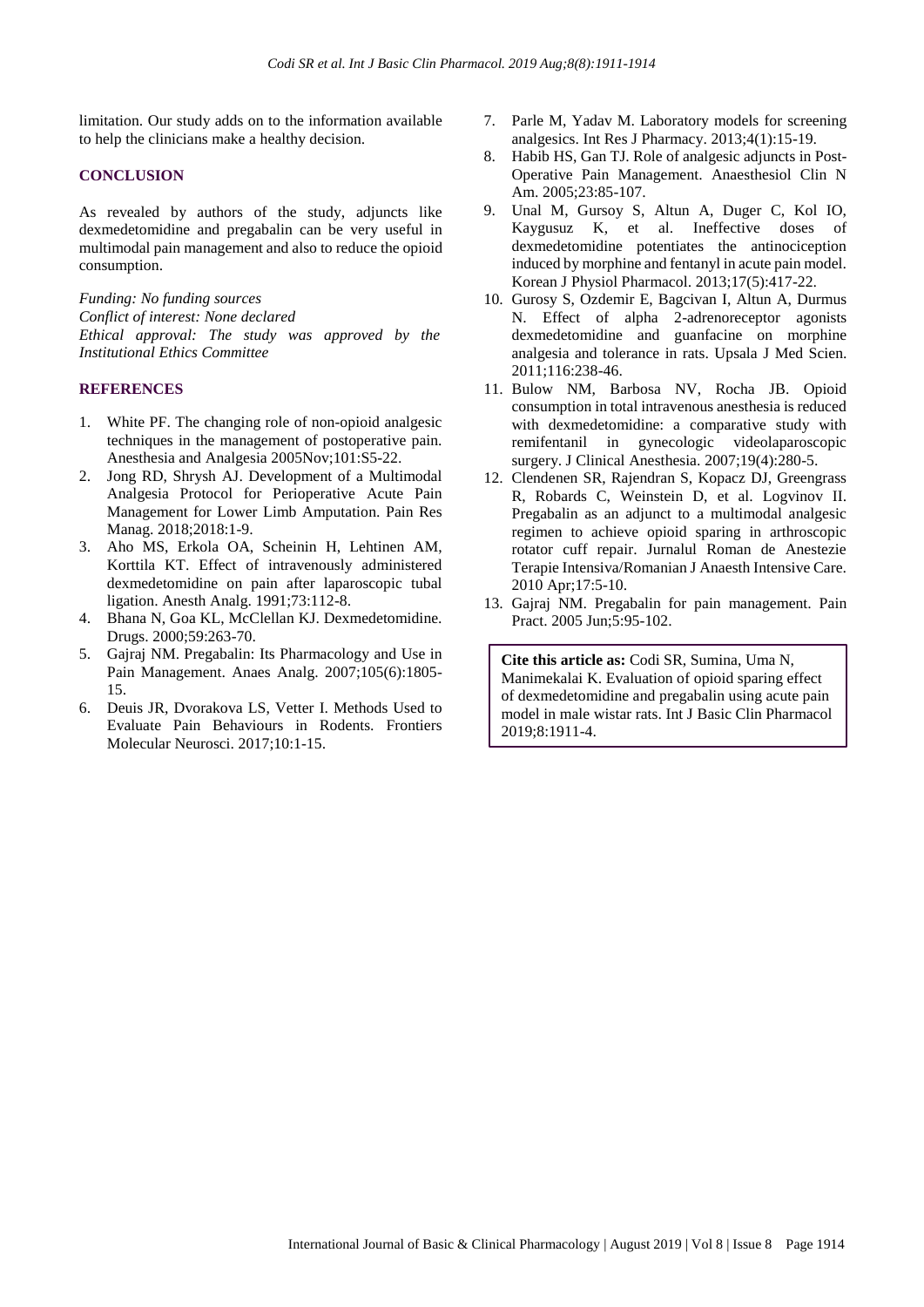limitation. Our study adds on to the information available to help the clinicians make a healthy decision.

## CONCLUSION

As revealed by authors of the study, adjuncts like dexmedetomidine and pregabalin can be very useful in multimodal pain management and also to reduce the opioid consumption.

*Funding: No funding sources*
*Conflict of interest: None declared*
*Ethical approval: The study was approved by the Institutional Ethics Committee*

## REFERENCES

1. White PF. The changing role of non-opioid analgesic techniques in the management of postoperative pain. Anesthesia and Analgesia 2005Nov;101:S5-22.
2. Jong RD, Shrysh AJ. Development of a Multimodal Analgesia Protocol for Perioperative Acute Pain Management for Lower Limb Amputation. Pain Res Manag. 2018;2018:1-9.
3. Aho MS, Erkola OA, Scheinin H, Lehtinen AM, Korttila KT. Effect of intravenously administered dexmedetomidine on pain after laparoscopic tubal ligation. Anesth Analg. 1991;73:112-8.
4. Bhana N, Goa KL, McClellan KJ. Dexmedetomidine. Drugs. 2000;59:263-70.
5. Gajraj NM. Pregabalin: Its Pharmacology and Use in Pain Management. Anaes Analg. 2007;105(6):1805-15.
6. Deuis JR, Dvorakova LS, Vetter I. Methods Used to Evaluate Pain Behaviours in Rodents. Frontiers Molecular Neurosci. 2017;10:1-15.
7. Parle M, Yadav M. Laboratory models for screening analgesics. Int Res J Pharmacy. 2013;4(1):15-19.
8. Habib HS, Gan TJ. Role of analgesic adjuncts in Post-Operative Pain Management. Anaesthesiol Clin N Am. 2005;23:85-107.
9. Unal M, Gursoy S, Altun A, Duger C, Kol IO, Kaygusuz K, et al. Ineffective doses of dexmedetomidine potentiates the antinociception induced by morphine and fentanyl in acute pain model. Korean J Physiol Pharmacol. 2013;17(5):417-22.
10. Gurosy S, Ozdemir E, Bagcivan I, Altun A, Durmus N. Effect of alpha 2-adrenoreceptor agonists dexmedetomidine and guanfacine on morphine analgesia and tolerance in rats. Upsala J Med Scien. 2011;116:238-46.
11. Bulow NM, Barbosa NV, Rocha JB. Opioid consumption in total intravenous anesthesia is reduced with dexmedetomidine: a comparative study with remifentanil in gynecologic videolaparoscopic surgery. J Clinical Anesthesia. 2007;19(4):280-5.
12. Clendenen SR, Rajendran S, Kopacz DJ, Greengrass R, Robards C, Weinstein D, et al. Logvinov II. Pregabalin as an adjunct to a multimodal analgesic regimen to achieve opioid sparing in arthroscopic rotator cuff repair. Jurnalul Roman de Anestezie Terapie Intensiva/Romanian J Anaesth Intensive Care. 2010 Apr;17:5-10.
13. Gajraj NM. Pregabalin for pain management. Pain Pract. 2005 Jun;5:95-102.

**Cite this article as:** Codi SR, Sumina, Uma N, Manimekalai K. Evaluation of opioid sparing effect of dexmedetomidine and pregabalin using acute pain model in male wistar rats. Int J Basic Clin Pharmacol 2019;8:1911-4.